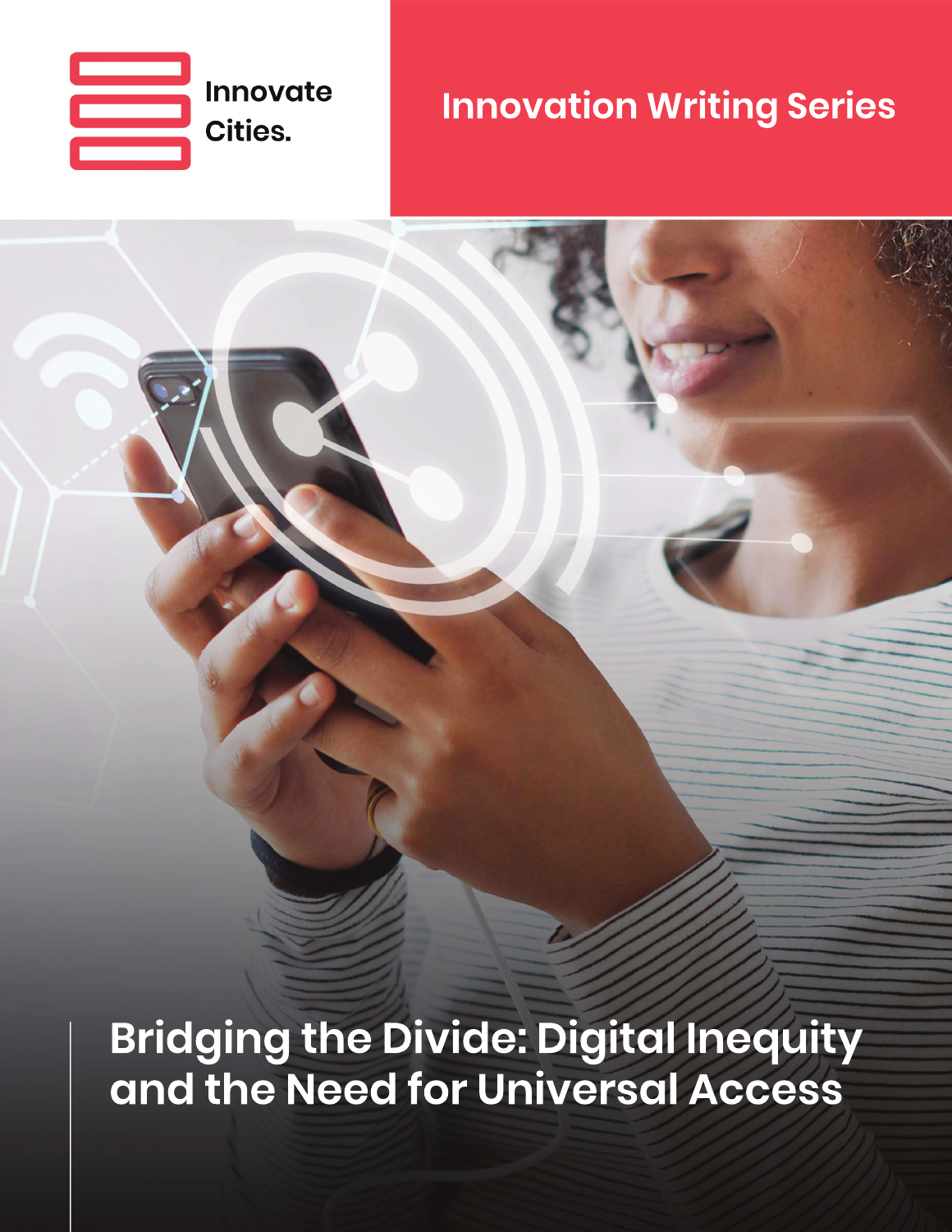Innovate Cities.

## Innovation Writing Series

# Bridging the Divide: Digital Inequity and the Need for Universal Access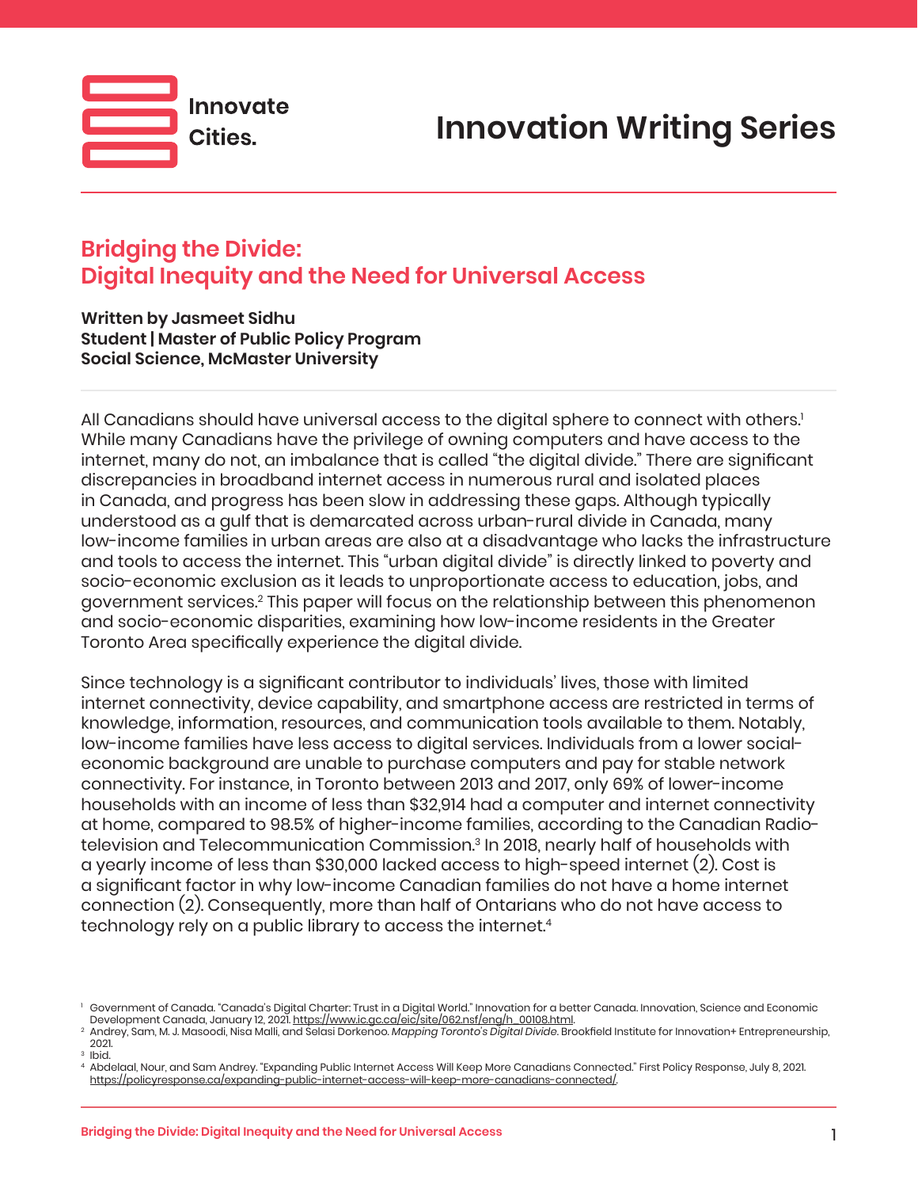Innovate Cities.

# Innovation Writing Series

## Bridging the Divide: Digital Inequity and the Need for Universal Access

**Written by Jasmeet Sidhu**
**Student | Master of Public Policy Program**
**Social Science, McMaster University**

All Canadians should have universal access to the digital sphere to connect with others.[1] While many Canadians have the privilege of owning computers and have access to the internet, many do not, an imbalance that is called "the digital divide." There are significant discrepancies in broadband internet access in numerous rural and isolated places in Canada, and progress has been slow in addressing these gaps. Although typically understood as a gulf that is demarcated across urban-rural divide in Canada, many low-income families in urban areas are also at a disadvantage who lacks the infrastructure and tools to access the internet. This "urban digital divide" is directly linked to poverty and socio-economic exclusion as it leads to unproportionate access to education, jobs, and government services.[2] This paper will focus on the relationship between this phenomenon and socio-economic disparities, examining how low-income residents in the Greater Toronto Area specifically experience the digital divide.

Since technology is a significant contributor to individuals' lives, those with limited internet connectivity, device capability, and smartphone access are restricted in terms of knowledge, information, resources, and communication tools available to them. Notably, low-income families have less access to digital services. Individuals from a lower social-economic background are unable to purchase computers and pay for stable network connectivity. For instance, in Toronto between 2013 and 2017, only 69% of lower-income households with an income of less than $32,914 had a computer and internet connectivity at home, compared to 98.5% of higher-income families, according to the Canadian Radio-television and Telecommunication Commission.[3] In 2018, nearly half of households with a yearly income of less than $30,000 lacked access to high-speed internet (2). Cost is a significant factor in why low-income Canadian families do not have a home internet connection (2). Consequently, more than half of Ontarians who do not have access to technology rely on a public library to access the internet.[4]

---

[1] Government of Canada. "Canada's Digital Charter: Trust in a Digital World." Innovation for a better Canada. Innovation, Science and Economic Development Canada, January 12, 2021. https://www.ic.gc.ca/eic/site/062.nsf/eng/h_00108.html.

[2] Andrey, Sam, M. J. Masoodi, Nisa Malli, and Selasi Dorkenoo. *Mapping Toronto's Digital Divide*. Brookfield Institute for Innovation+ Entrepreneurship, 2021.

[3] Ibid.

[4] Abdelaal, Nour, and Sam Andrey. "Expanding Public Internet Access Will Keep More Canadians Connected." First Policy Response, July 8, 2021. https://policyresponse.ca/expanding-public-internet-access-will-keep-more-canadians-connected/.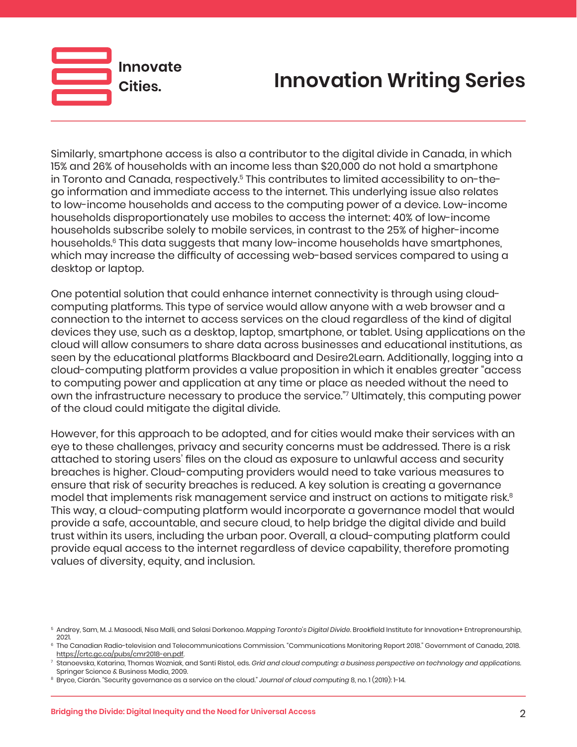Similarly, smartphone access is also a contributor to the digital divide in Canada, in which 15% and 26% of households with an income less than $20,000 do not hold a smartphone in Toronto and Canada, respectively.[5] This contributes to limited accessibility to on-the-go information and immediate access to the internet. This underlying issue also relates to low-income households and access to the computing power of a device. Low-income households disproportionately use mobiles to access the internet: 40% of low-income households subscribe solely to mobile services, in contrast to the 25% of higher-income households.[6] This data suggests that many low-income households have smartphones, which may increase the difficulty of accessing web-based services compared to using a desktop or laptop.

One potential solution that could enhance internet connectivity is through using cloud-computing platforms. This type of service would allow anyone with a web browser and a connection to the internet to access services on the cloud regardless of the kind of digital devices they use, such as a desktop, laptop, smartphone, or tablet. Using applications on the cloud will allow consumers to share data across businesses and educational institutions, as seen by the educational platforms Blackboard and Desire2Learn. Additionally, logging into a cloud-computing platform provides a value proposition in which it enables greater "access to computing power and application at any time or place as needed without the need to own the infrastructure necessary to produce the service."[7] Ultimately, this computing power of the cloud could mitigate the digital divide.

However, for this approach to be adopted, and for cities would make their services with an eye to these challenges, privacy and security concerns must be addressed. There is a risk attached to storing users' files on the cloud as exposure to unlawful access and security breaches is higher. Cloud-computing providers would need to take various measures to ensure that risk of security breaches is reduced. A key solution is creating a governance model that implements risk management service and instruct on actions to mitigate risk.[8] This way, a cloud-computing platform would incorporate a governance model that would provide a safe, accountable, and secure cloud, to help bridge the digital divide and build trust within its users, including the urban poor. Overall, a cloud-computing platform could provide equal access to the internet regardless of device capability, therefore promoting values of diversity, equity, and inclusion.

---

[5] Andrey, Sam, M. J. Masoodi, Nisa Malli, and Selasi Dorkenoo. *Mapping Toronto's Digital Divide*. Brookfield Institute for Innovation+ Entrepreneurship, 2021.

[6] The Canadian Radio-television and Telecommunications Commission. "Communications Monitoring Report 2018." Government of Canada, 2018. https://crtc.gc.ca/pubs/cmr2018-en.pdf.

[7] Stanoevska, Katarina, Thomas Wozniak, and Santi Ristol, eds. *Grid and cloud computing: a business perspective on technology and applications*. Springer Science & Business Media, 2009.

[8] Bryce, Ciarán. "Security governance as a service on the cloud." *Journal of cloud computing* 8, no. 1 (2019): 1-14.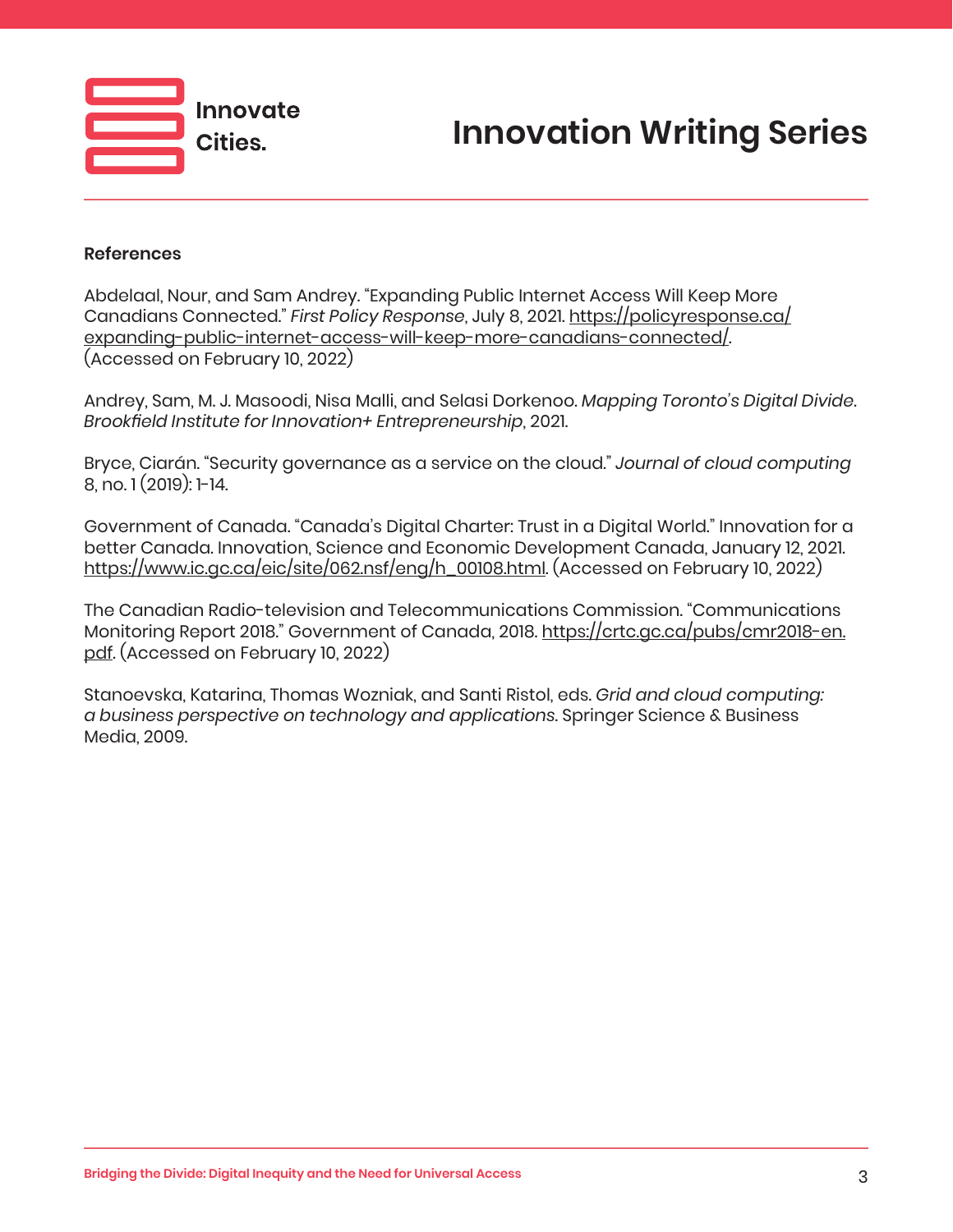**References**

Abdelaal, Nour, and Sam Andrey. "Expanding Public Internet Access Will Keep More Canadians Connected." *First Policy Response*, July 8, 2021. https://policyresponse.ca/expanding-public-internet-access-will-keep-more-canadians-connected/. (Accessed on February 10, 2022)

Andrey, Sam, M. J. Masoodi, Nisa Malli, and Selasi Dorkenoo. *Mapping Toronto's Digital Divide. Brookfield Institute for Innovation+ Entrepreneurship*, 2021.

Bryce, Ciarán. "Security governance as a service on the cloud." *Journal of cloud computing* 8, no. 1 (2019): 1-14.

Government of Canada. "Canada's Digital Charter: Trust in a Digital World." Innovation for a better Canada. Innovation, Science and Economic Development Canada, January 12, 2021. https://www.ic.gc.ca/eic/site/062.nsf/eng/h_00108.html. (Accessed on February 10, 2022)

The Canadian Radio-television and Telecommunications Commission. "Communications Monitoring Report 2018." Government of Canada, 2018. https://crtc.gc.ca/pubs/cmr2018-en.pdf. (Accessed on February 10, 2022)

Stanoevska, Katarina, Thomas Wozniak, and Santi Ristol, eds. *Grid and cloud computing: a business perspective on technology and applications*. Springer Science & Business Media, 2009.